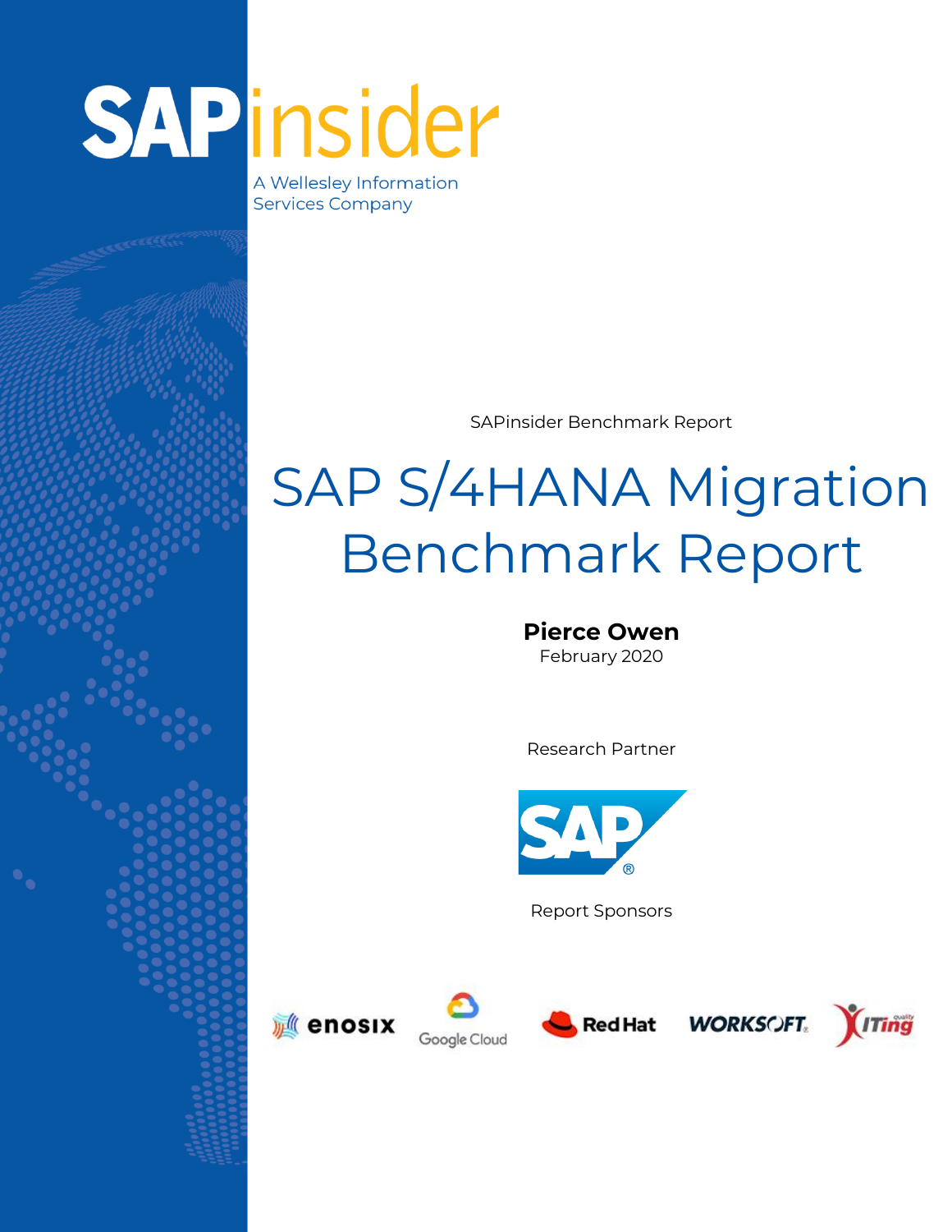SAPinsider

A Wellesley Information Services Company

SAPinsider Benchmark Report

# SAP S/4HANA Migration Benchmark Report

**Pierce Owen**

February 2020

Research Partner

SAP

Report Sponsors

enosix, Google Cloud, Red Hat, Worksoft, ITing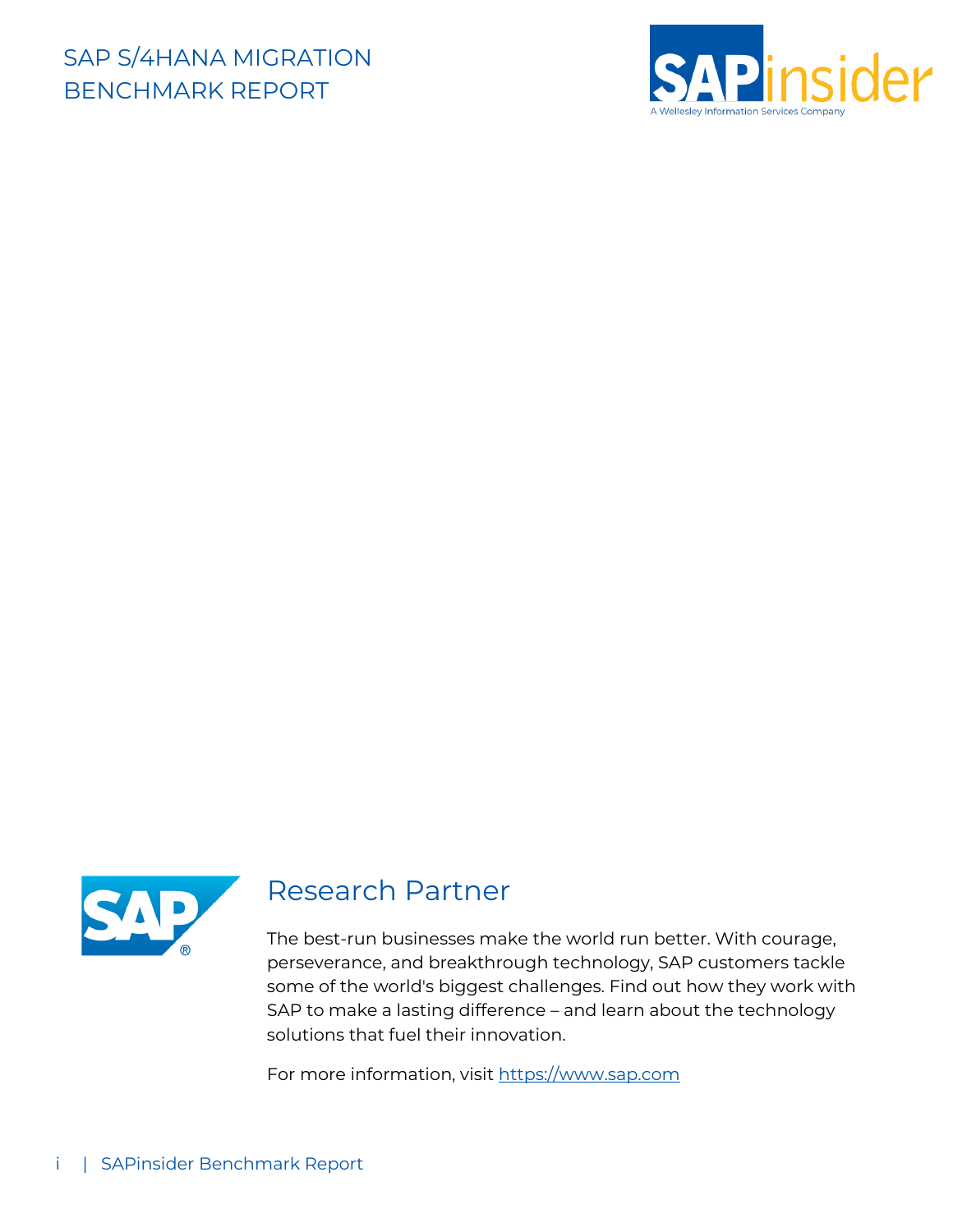## Research Partner

The best-run businesses make the world run better. With courage, perseverance, and breakthrough technology, SAP customers tackle some of the world's biggest challenges. Find out how they work with SAP to make a lasting difference – and learn about the technology solutions that fuel their innovation.

For more information, visit [https://www.sap.com](https://www.sap.com)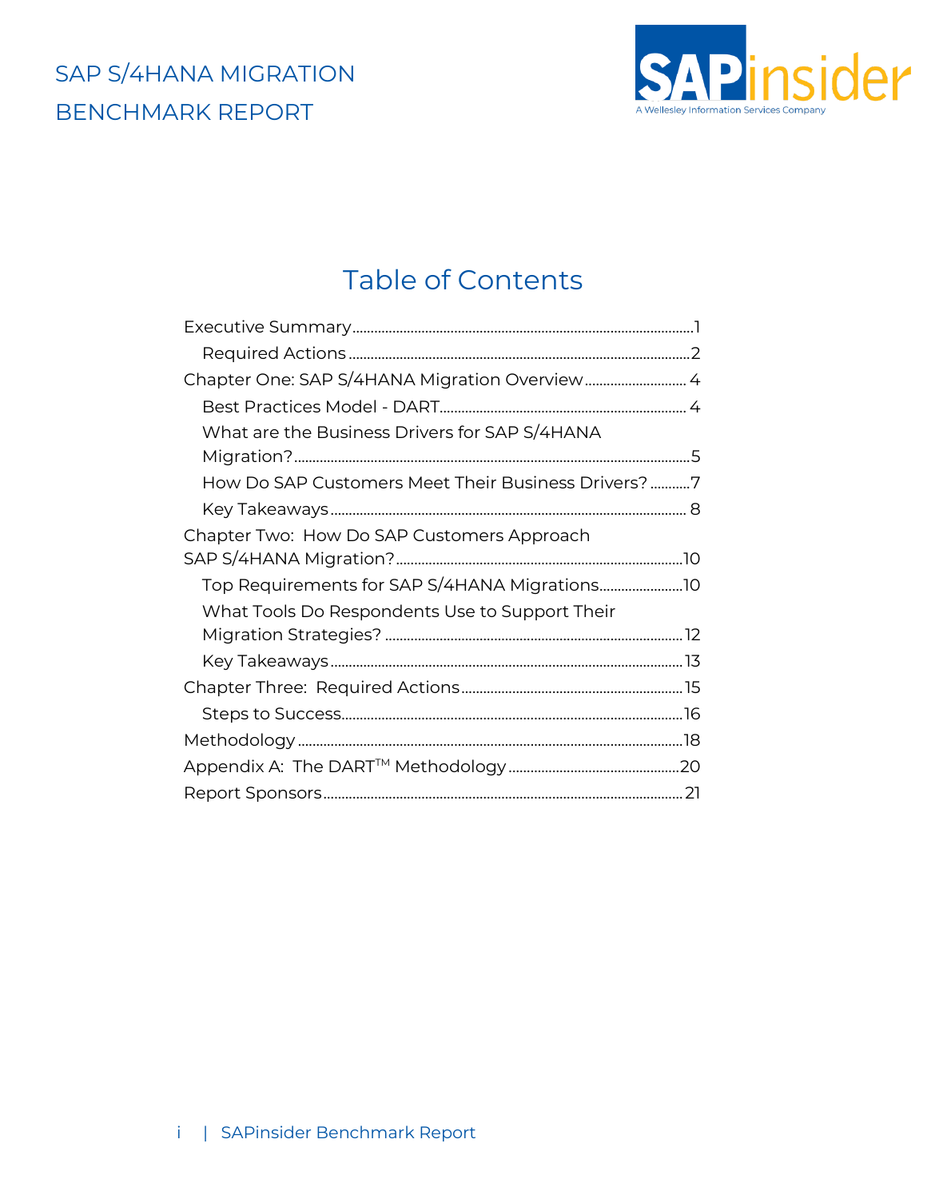# Table of Contents

- Executive Summary ........ 1
  - Required Actions ........ 2
- Chapter One: SAP S/4HANA Migration Overview ........ 4
  - Best Practices Model - DART ........ 4
  - What are the Business Drivers for SAP S/4HANA Migration? ........ 5
  - How Do SAP Customers Meet Their Business Drivers? ........ 7
  - Key Takeaways ........ 8
- Chapter Two: How Do SAP Customers Approach SAP S/4HANA Migration? ........ 10
  - Top Requirements for SAP S/4HANA Migrations ........ 10
  - What Tools Do Respondents Use to Support Their Migration Strategies? ........ 12
  - Key Takeaways ........ 13
- Chapter Three: Required Actions ........ 15
  - Steps to Success ........ 16
- Methodology ........ 18
- Appendix A: The DART™ Methodology ........ 20
- Report Sponsors ........ 21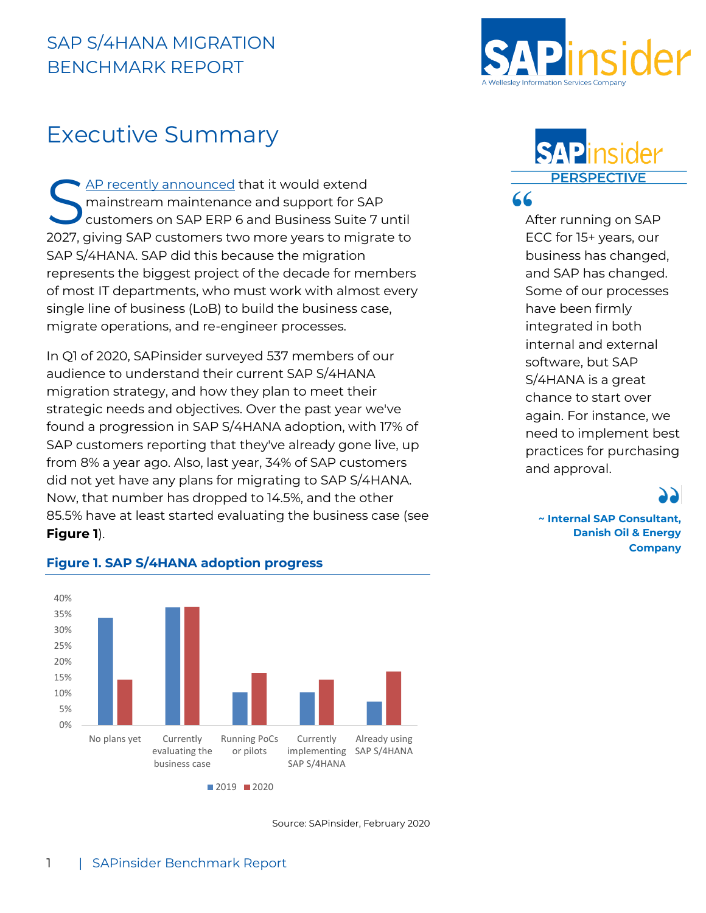# Executive Summary

SAP recently announced that it would extend mainstream maintenance and support for SAP customers on SAP ERP 6 and Business Suite 7 until 2027, giving SAP customers two more years to migrate to SAP S/4HANA. SAP did this because the migration represents the biggest project of the decade for members of most IT departments, who must work with almost every single line of business (LoB) to build the business case, migrate operations, and re-engineer processes.

In Q1 of 2020, SAPinsider surveyed 537 members of our audience to understand their current SAP S/4HANA migration strategy, and how they plan to meet their strategic needs and objectives. Over the past year we've found a progression in SAP S/4HANA adoption, with 17% of SAP customers reporting that they've already gone live, up from 8% a year ago. Also, last year, 34% of SAP customers did not yet have any plans for migrating to SAP S/4HANA. Now, that number has dropped to 14.5%, and the other 85.5% have at least started evaluating the business case (see **Figure 1**).

**Figure 1. SAP S/4HANA adoption progress**

| | 2019 | 2020 |
|---|---|---|
| No plans yet | 34% | 14.5% |
| Currently evaluating the business case | 37% | 37% |
| Running PoCs or pilots | 10% | 16% |
| Currently implementing SAP S/4HANA | 10% | 14% |
| Already using SAP S/4HANA | 8% | 17% |

Source: SAPinsider, February 2020

**SAPinsider PERSPECTIVE**

"After running on SAP ECC for 15+ years, our business has changed, and SAP has changed. Some of our processes have been firmly integrated in both internal and external software, but SAP S/4HANA is a great chance to start over again. For instance, we need to implement best practices for purchasing and approval."

**~ Internal SAP Consultant, Danish Oil & Energy Company**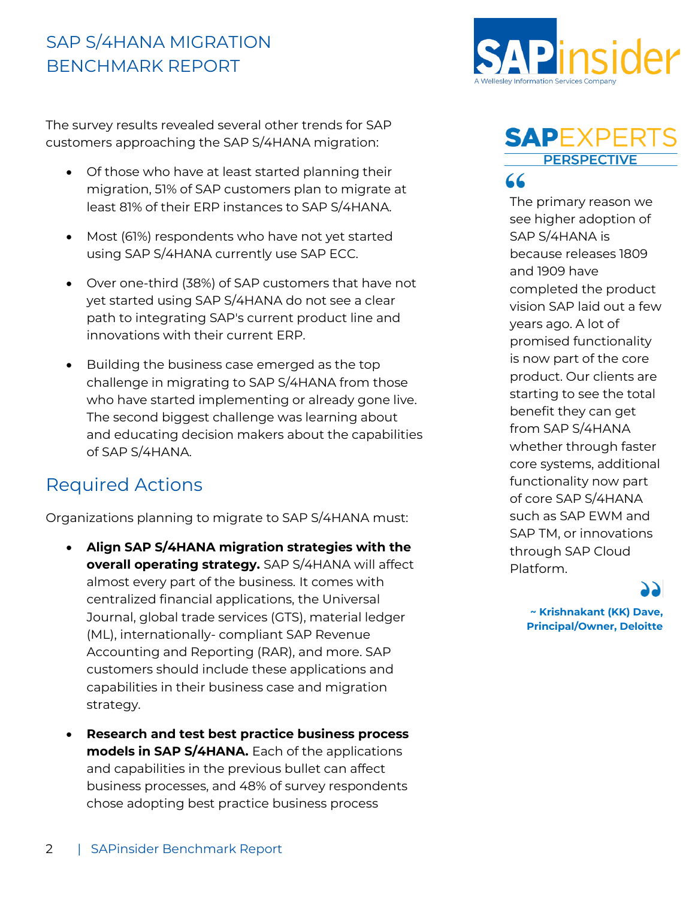The survey results revealed several other trends for SAP customers approaching the SAP S/4HANA migration:

- Of those who have at least started planning their migration, 51% of SAP customers plan to migrate at least 81% of their ERP instances to SAP S/4HANA.
- Most (61%) respondents who have not yet started using SAP S/4HANA currently use SAP ECC.
- Over one-third (38%) of SAP customers that have not yet started using SAP S/4HANA do not see a clear path to integrating SAP's current product line and innovations with their current ERP.
- Building the business case emerged as the top challenge in migrating to SAP S/4HANA from those who have started implementing or already gone live. The second biggest challenge was learning about and educating decision makers about the capabilities of SAP S/4HANA.

## Required Actions

Organizations planning to migrate to SAP S/4HANA must:

- **Align SAP S/4HANA migration strategies with the overall operating strategy.** SAP S/4HANA will affect almost every part of the business. It comes with centralized financial applications, the Universal Journal, global trade services (GTS), material ledger (ML), internationally- compliant SAP Revenue Accounting and Reporting (RAR), and more. SAP customers should include these applications and capabilities in their business case and migration strategy.
- **Research and test best practice business process models in SAP S/4HANA.** Each of the applications and capabilities in the previous bullet can affect business processes, and 48% of survey respondents chose adopting best practice business process

### SAPEXPERTS PERSPECTIVE

> The primary reason we see higher adoption of SAP S/4HANA is because releases 1809 and 1909 have completed the product vision SAP laid out a few years ago. A lot of promised functionality is now part of the core product. Our clients are starting to see the total benefit they can get from SAP S/4HANA whether through faster core systems, additional functionality now part of core SAP S/4HANA such as SAP EWM and SAP TM, or innovations through SAP Cloud Platform.
>
> **~ Krishnakant (KK) Dave, Principal/Owner, Deloitte**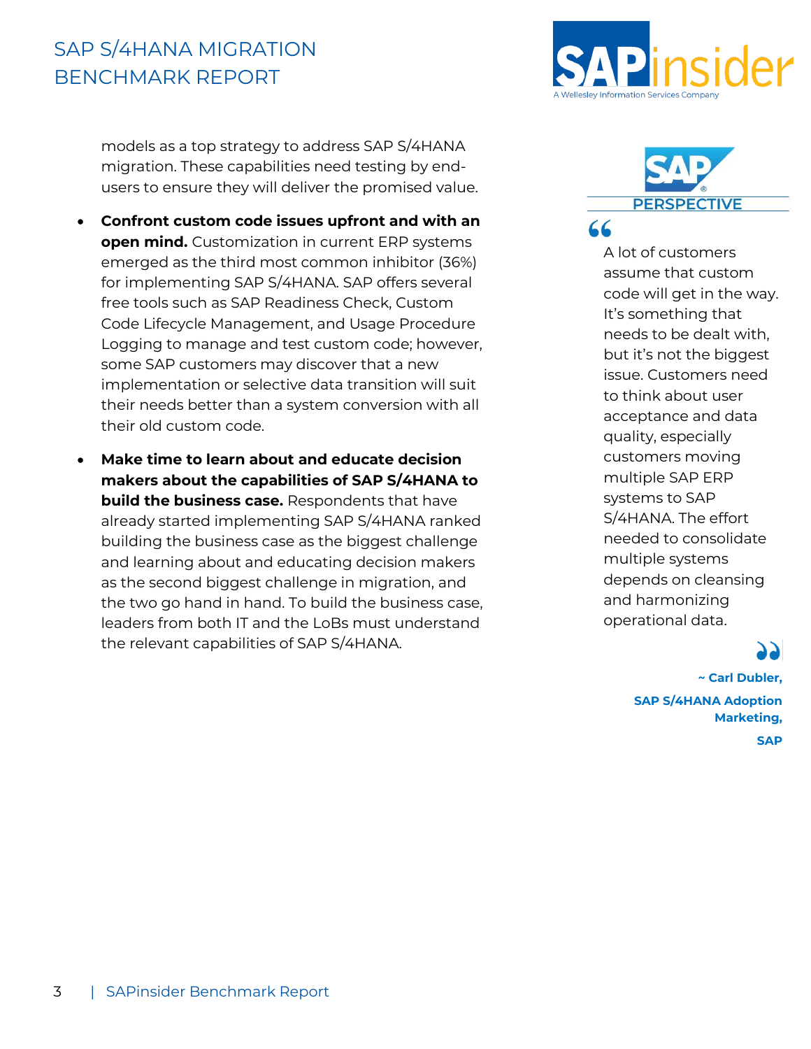models as a top strategy to address SAP S/4HANA migration. These capabilities need testing by end-users to ensure they will deliver the promised value.

- **Confront custom code issues upfront and with an open mind.** Customization in current ERP systems emerged as the third most common inhibitor (36%) for implementing SAP S/4HANA. SAP offers several free tools such as SAP Readiness Check, Custom Code Lifecycle Management, and Usage Procedure Logging to manage and test custom code; however, some SAP customers may discover that a new implementation or selective data transition will suit their needs better than a system conversion with all their old custom code.
- **Make time to learn about and educate decision makers about the capabilities of SAP S/4HANA to build the business case.** Respondents that have already started implementing SAP S/4HANA ranked building the business case as the biggest challenge and learning about and educating decision makers as the second biggest challenge in migration, and the two go hand in hand. To build the business case, leaders from both IT and the LoBs must understand the relevant capabilities of SAP S/4HANA.

**SAP PERSPECTIVE**

> "A lot of customers assume that custom code will get in the way. It's something that needs to be dealt with, but it's not the biggest issue. Customers need to think about user acceptance and data quality, especially customers moving multiple SAP ERP systems to SAP S/4HANA. The effort needed to consolidate multiple systems depends on cleansing and harmonizing operational data."

**~ Carl Dubler, SAP S/4HANA Adoption Marketing, SAP**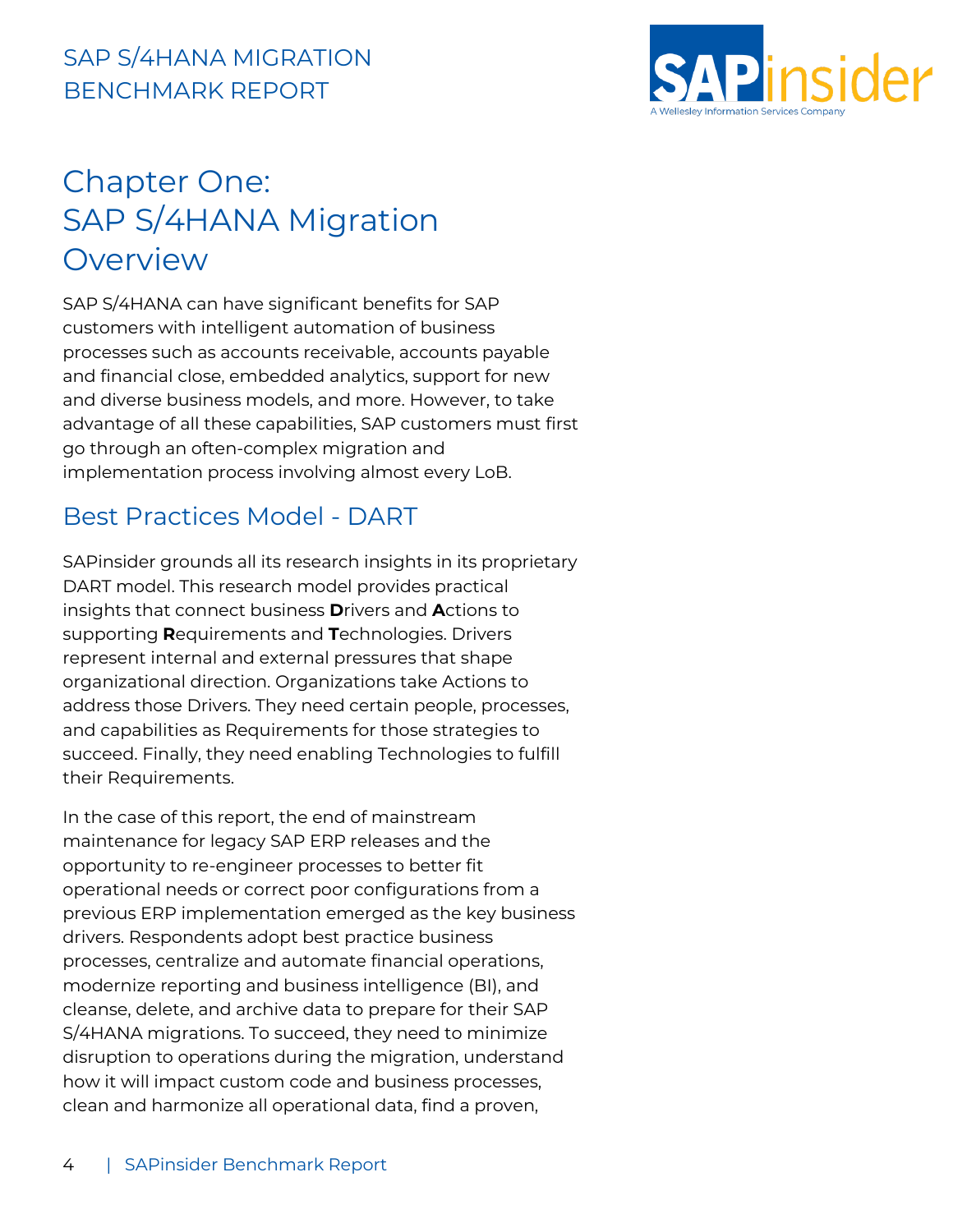# Chapter One: SAP S/4HANA Migration Overview

SAP S/4HANA can have significant benefits for SAP customers with intelligent automation of business processes such as accounts receivable, accounts payable and financial close, embedded analytics, support for new and diverse business models, and more. However, to take advantage of all these capabilities, SAP customers must first go through an often-complex migration and implementation process involving almost every LoB.

## Best Practices Model - DART

SAPinsider grounds all its research insights in its proprietary DART model. This research model provides practical insights that connect business **D**rivers and **A**ctions to supporting **R**equirements and **T**echnologies. Drivers represent internal and external pressures that shape organizational direction. Organizations take Actions to address those Drivers. They need certain people, processes, and capabilities as Requirements for those strategies to succeed. Finally, they need enabling Technologies to fulfill their Requirements.

In the case of this report, the end of mainstream maintenance for legacy SAP ERP releases and the opportunity to re-engineer processes to better fit operational needs or correct poor configurations from a previous ERP implementation emerged as the key business drivers. Respondents adopt best practice business processes, centralize and automate financial operations, modernize reporting and business intelligence (BI), and cleanse, delete, and archive data to prepare for their SAP S/4HANA migrations. To succeed, they need to minimize disruption to operations during the migration, understand how it will impact custom code and business processes, clean and harmonize all operational data, find a proven,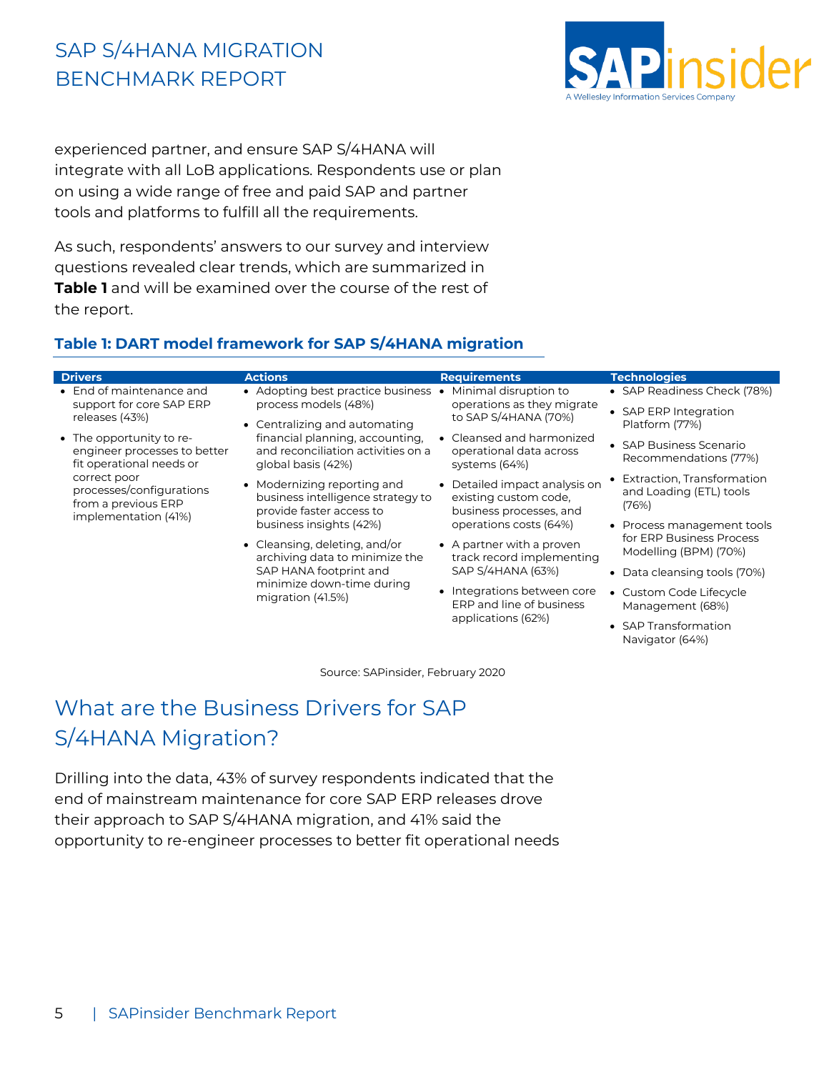experienced partner, and ensure SAP S/4HANA will integrate with all LoB applications. Respondents use or plan on using a wide range of free and paid SAP and partner tools and platforms to fulfill all the requirements.

As such, respondents' answers to our survey and interview questions revealed clear trends, which are summarized in **Table 1** and will be examined over the course of the rest of the report.

**Table 1: DART model framework for SAP S/4HANA migration**

| Drivers | Actions | Requirements | Technologies |
|---|---|---|---|
| • End of maintenance and support for core SAP ERP releases (43%)<br>• The opportunity to re-engineer processes to better fit operational needs or correct poor processes/configurations from a previous ERP implementation (41%) | • Adopting best practice business process models (48%)<br>• Centralizing and automating financial planning, accounting, and reconciliation activities on a global basis (42%)<br>• Modernizing reporting and business intelligence strategy to provide faster access to business insights (42%)<br>• Cleansing, deleting, and/or archiving data to minimize the SAP HANA footprint and minimize down-time during migration (41.5%) | • Minimal disruption to operations as they migrate to SAP S/4HANA (70%)<br>• Cleansed and harmonized operational data across systems (64%)<br>• Detailed impact analysis on existing custom code, business processes, and operations costs (64%)<br>• A partner with a proven track record implementing SAP S/4HANA (63%)<br>• Integrations between core ERP and line of business applications (62%) | • SAP Readiness Check (78%)<br>• SAP ERP Integration Platform (77%)<br>• SAP Business Scenario Recommendations (77%)<br>• Extraction, Transformation and Loading (ETL) tools (76%)<br>• Process management tools for ERP Business Process Modelling (BPM) (70%)<br>• Data cleansing tools (70%)<br>• Custom Code Lifecycle Management (68%)<br>• SAP Transformation Navigator (64%) |

Source: SAPinsider, February 2020

## What are the Business Drivers for SAP S/4HANA Migration?

Drilling into the data, 43% of survey respondents indicated that the end of mainstream maintenance for core SAP ERP releases drove their approach to SAP S/4HANA migration, and 41% said the opportunity to re-engineer processes to better fit operational needs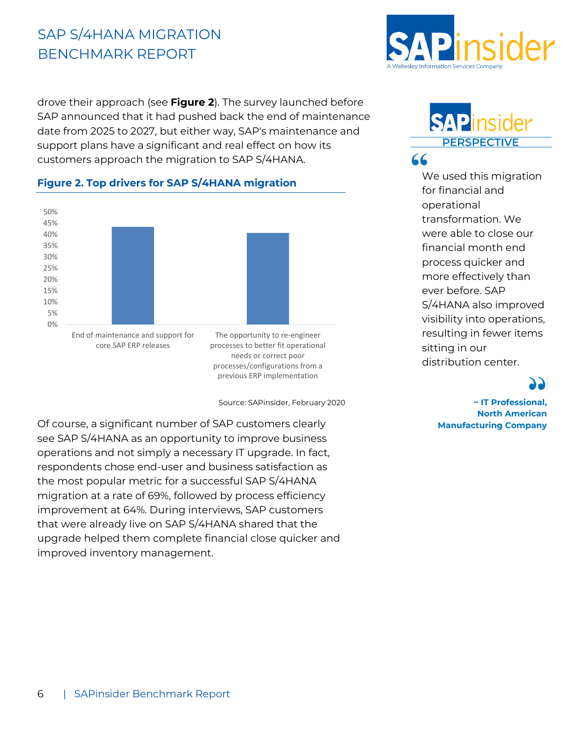drove their approach (see **Figure 2**). The survey launched before SAP announced that it had pushed back the end of maintenance date from 2025 to 2027, but either way, SAP's maintenance and support plans have a significant and real effect on how its customers approach the migration to SAP S/4HANA.

**Figure 2. Top drivers for SAP S/4HANA migration**

| Driver | Approximate share |
|---|---|
| End of maintenance and support for core SAP ERP releases | ~43% |
| The opportunity to re-engineer processes to better fit operational needs or correct poor processes/configurations from a previous ERP implementation | ~41% |

Source: SAPinsider, February 2020

Of course, a significant number of SAP customers clearly see SAP S/4HANA as an opportunity to improve business operations and not simply a necessary IT upgrade. In fact, respondents chose end-user and business satisfaction as the most popular metric for a successful SAP S/4HANA migration at a rate of 69%, followed by process efficiency improvement at 64%. During interviews, SAP customers that were already live on SAP S/4HANA shared that the upgrade helped them complete financial close quicker and improved inventory management.

**SAPinsider PERSPECTIVE**

> We used this migration for financial and operational transformation. We were able to close our financial month end process quicker and more effectively than ever before. SAP S/4HANA also improved visibility into operations, resulting in fewer items sitting in our distribution center.
>
> **~ IT Professional, North American Manufacturing Company**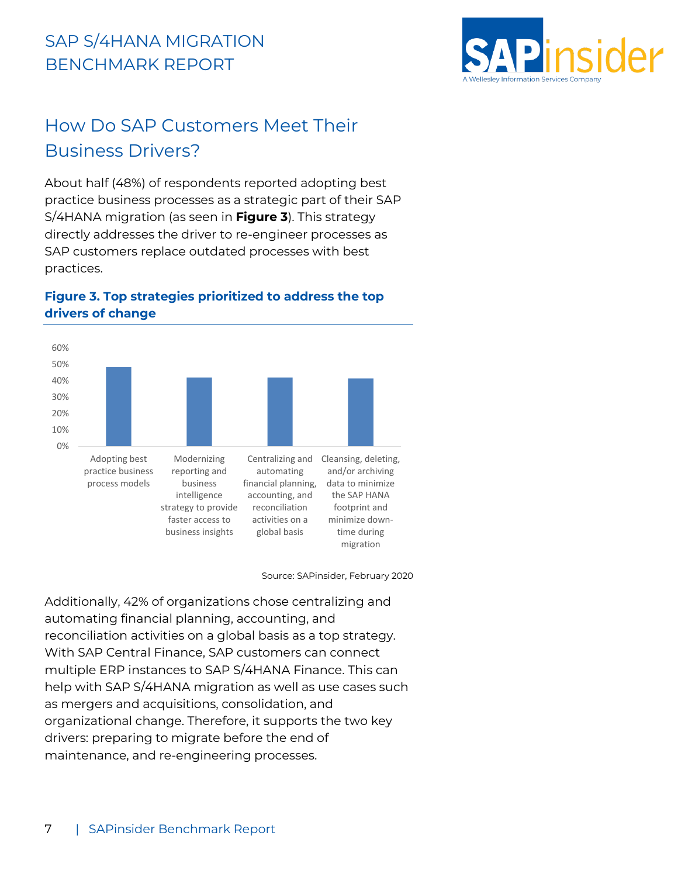## How Do SAP Customers Meet Their Business Drivers?

About half (48%) of respondents reported adopting best practice business processes as a strategic part of their SAP S/4HANA migration (as seen in **Figure 3**). This strategy directly addresses the driver to re-engineer processes as SAP customers replace outdated processes with best practices.

**Figure 3. Top strategies prioritized to address the top drivers of change**

Adopting best practice business process models

Modernizing reporting and business intelligence strategy to provide faster access to business insights

Centralizing and automating financial planning, accounting, and reconciliation activities on a global basis

Cleansing, deleting, and/or archiving data to minimize the SAP HANA footprint and minimize down-time during migration

Source: SAPinsider, February 2020

Additionally, 42% of organizations chose centralizing and automating financial planning, accounting, and reconciliation activities on a global basis as a top strategy. With SAP Central Finance, SAP customers can connect multiple ERP instances to SAP S/4HANA Finance. This can help with SAP S/4HANA migration as well as use cases such as mergers and acquisitions, consolidation, and organizational change. Therefore, it supports the two key drivers: preparing to migrate before the end of maintenance, and re-engineering processes.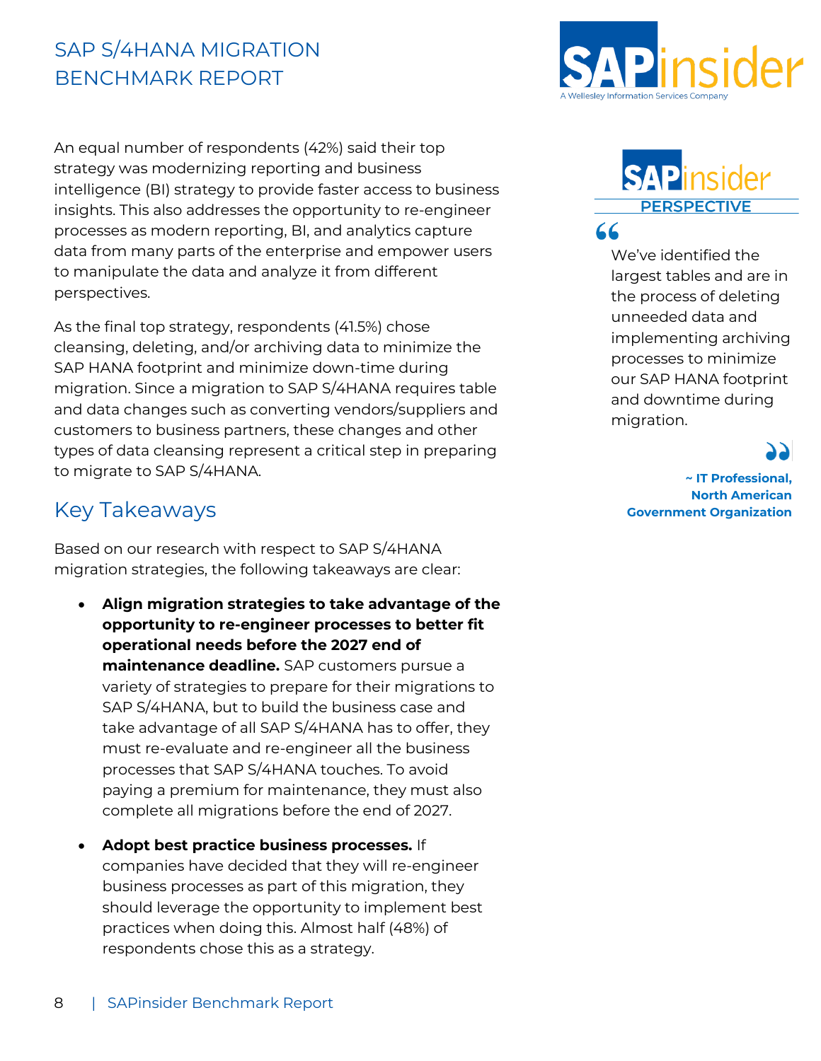An equal number of respondents (42%) said their top strategy was modernizing reporting and business intelligence (BI) strategy to provide faster access to business insights. This also addresses the opportunity to re-engineer processes as modern reporting, BI, and analytics capture data from many parts of the enterprise and empower users to manipulate the data and analyze it from different perspectives.

As the final top strategy, respondents (41.5%) chose cleansing, deleting, and/or archiving data to minimize the SAP HANA footprint and minimize down-time during migration. Since a migration to SAP S/4HANA requires table and data changes such as converting vendors/suppliers and customers to business partners, these changes and other types of data cleansing represent a critical step in preparing to migrate to SAP S/4HANA.

**SAPinsider PERSPECTIVE**

> We've identified the largest tables and are in the process of deleting unneeded data and implementing archiving processes to minimize our SAP HANA footprint and downtime during migration.
>
> **~ IT Professional, North American Government Organization**

## Key Takeaways

Based on our research with respect to SAP S/4HANA migration strategies, the following takeaways are clear:

- **Align migration strategies to take advantage of the opportunity to re-engineer processes to better fit operational needs before the 2027 end of maintenance deadline.** SAP customers pursue a variety of strategies to prepare for their migrations to SAP S/4HANA, but to build the business case and take advantage of all SAP S/4HANA has to offer, they must re-evaluate and re-engineer all the business processes that SAP S/4HANA touches. To avoid paying a premium for maintenance, they must also complete all migrations before the end of 2027.

- **Adopt best practice business processes.** If companies have decided that they will re-engineer business processes as part of this migration, they should leverage the opportunity to implement best practices when doing this. Almost half (48%) of respondents chose this as a strategy.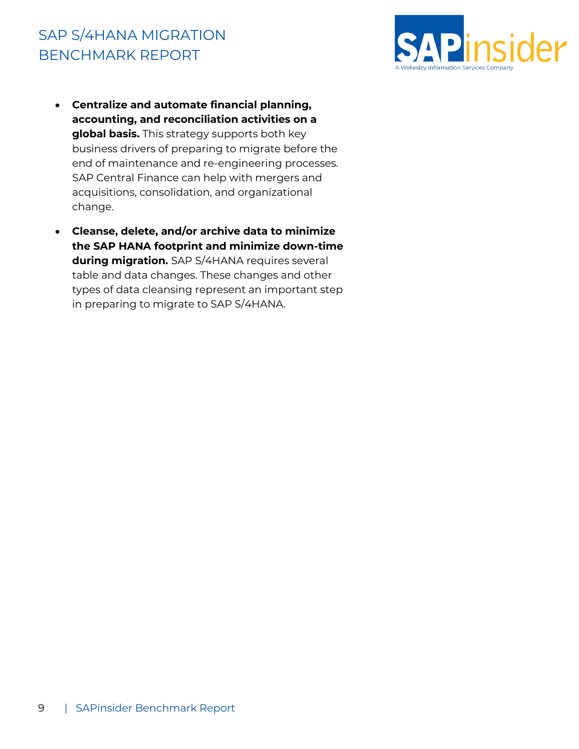- **Centralize and automate financial planning, accounting, and reconciliation activities on a global basis.** This strategy supports both key business drivers of preparing to migrate before the end of maintenance and re-engineering processes. SAP Central Finance can help with mergers and acquisitions, consolidation, and organizational change.
- **Cleanse, delete, and/or archive data to minimize the SAP HANA footprint and minimize down-time during migration.** SAP S/4HANA requires several table and data changes. These changes and other types of data cleansing represent an important step in preparing to migrate to SAP S/4HANA.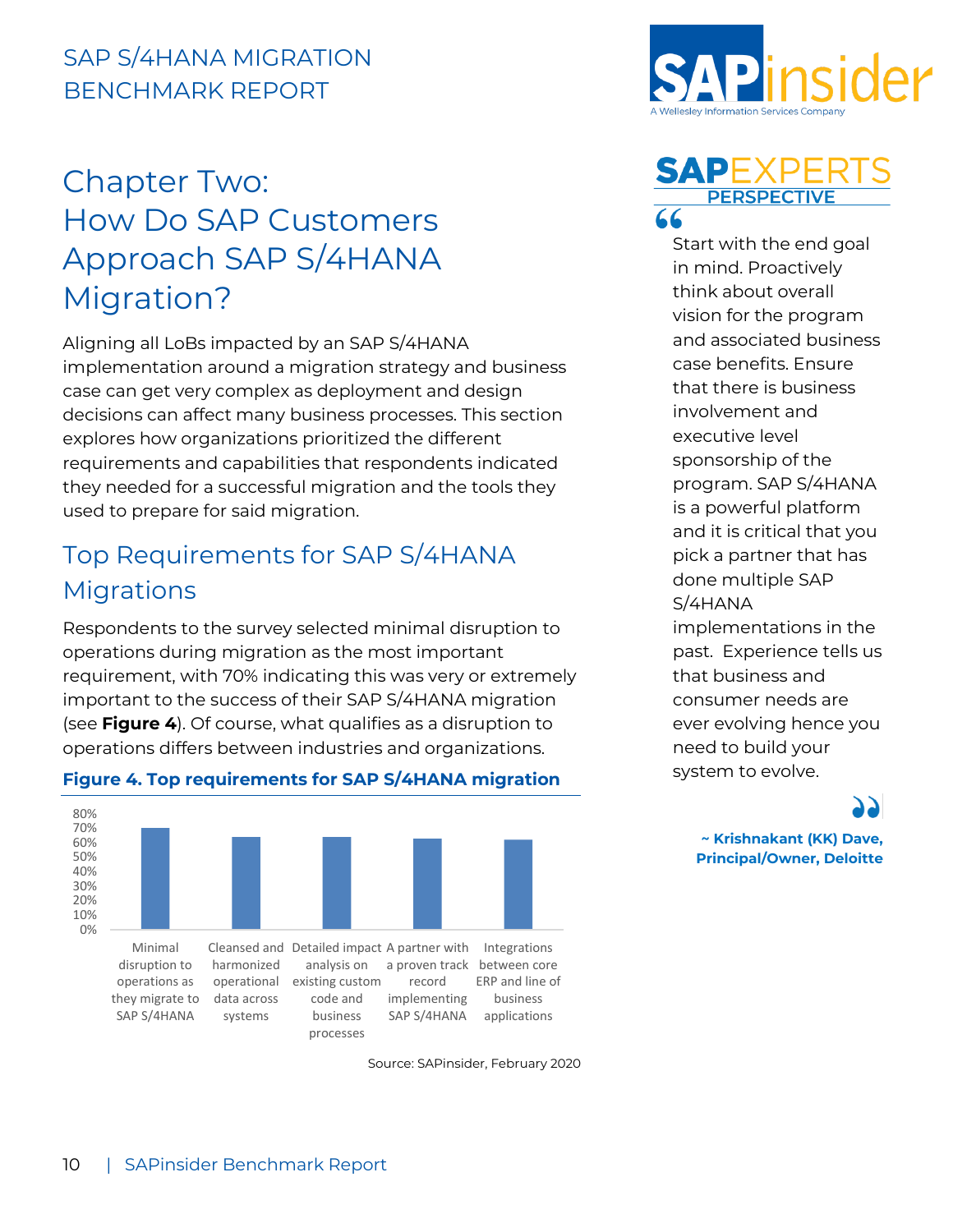# Chapter Two: How Do SAP Customers Approach SAP S/4HANA Migration?

Aligning all LoBs impacted by an SAP S/4HANA implementation around a migration strategy and business case can get very complex as deployment and design decisions can affect many business processes. This section explores how organizations prioritized the different requirements and capabilities that respondents indicated they needed for a successful migration and the tools they used to prepare for said migration.

## Top Requirements for SAP S/4HANA Migrations

Respondents to the survey selected minimal disruption to operations during migration as the most important requirement, with 70% indicating this was very or extremely important to the success of their SAP S/4HANA migration (see **Figure 4**). Of course, what qualifies as a disruption to operations differs between industries and organizations.

**Figure 4. Top requirements for SAP S/4HANA migration**

| Requirement | Percentage |
|---|---|
| Minimal disruption to operations as they migrate to SAP S/4HANA | ~70% |
| Cleansed and harmonized operational data across systems | ~64% |
| Detailed impact analysis on existing custom code and business processes | ~64% |
| A partner with a proven track record implementing SAP S/4HANA | ~63% |
| Integrations between core ERP and line of business applications | ~62% |

Source: SAPinsider, February 2020

**SAP EXPERTS PERSPECTIVE**

> Start with the end goal in mind. Proactively think about overall vision for the program and associated business case benefits. Ensure that there is business involvement and executive level sponsorship of the program. SAP S/4HANA is a powerful platform and it is critical that you pick a partner that has done multiple SAP S/4HANA implementations in the past. Experience tells us that business and consumer needs are ever evolving hence you need to build your system to evolve.
>
> **~ Krishnakant (KK) Dave, Principal/Owner, Deloitte**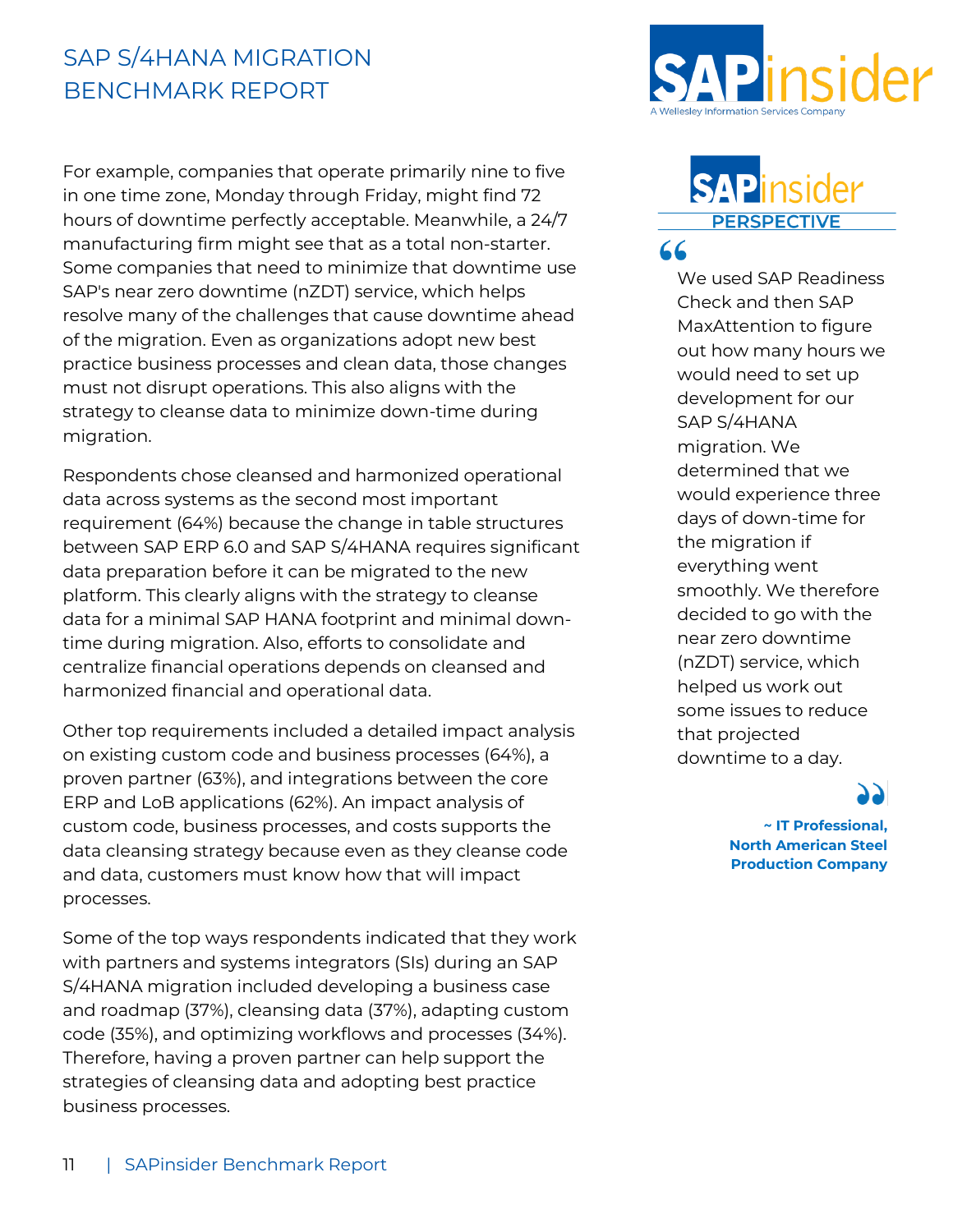For example, companies that operate primarily nine to five in one time zone, Monday through Friday, might find 72 hours of downtime perfectly acceptable. Meanwhile, a 24/7 manufacturing firm might see that as a total non-starter. Some companies that need to minimize that downtime use SAP's near zero downtime (nZDT) service, which helps resolve many of the challenges that cause downtime ahead of the migration. Even as organizations adopt new best practice business processes and clean data, those changes must not disrupt operations. This also aligns with the strategy to cleanse data to minimize down-time during migration.

Respondents chose cleansed and harmonized operational data across systems as the second most important requirement (64%) because the change in table structures between SAP ERP 6.0 and SAP S/4HANA requires significant data preparation before it can be migrated to the new platform. This clearly aligns with the strategy to cleanse data for a minimal SAP HANA footprint and minimal down-time during migration. Also, efforts to consolidate and centralize financial operations depends on cleansed and harmonized financial and operational data.

Other top requirements included a detailed impact analysis on existing custom code and business processes (64%), a proven partner (63%), and integrations between the core ERP and LoB applications (62%). An impact analysis of custom code, business processes, and costs supports the data cleansing strategy because even as they cleanse code and data, customers must know how that will impact processes.

Some of the top ways respondents indicated that they work with partners and systems integrators (SIs) during an SAP S/4HANA migration included developing a business case and roadmap (37%), cleansing data (37%), adapting custom code (35%), and optimizing workflows and processes (34%). Therefore, having a proven partner can help support the strategies of cleansing data and adopting best practice business processes.

**SAPinsider PERSPECTIVE**

> We used SAP Readiness Check and then SAP MaxAttention to figure out how many hours we would need to set up development for our SAP S/4HANA migration. We determined that we would experience three days of down-time for the migration if everything went smoothly. We therefore decided to go with the near zero downtime (nZDT) service, which helped us work out some issues to reduce that projected downtime to a day.
>
> **~ IT Professional, North American Steel Production Company**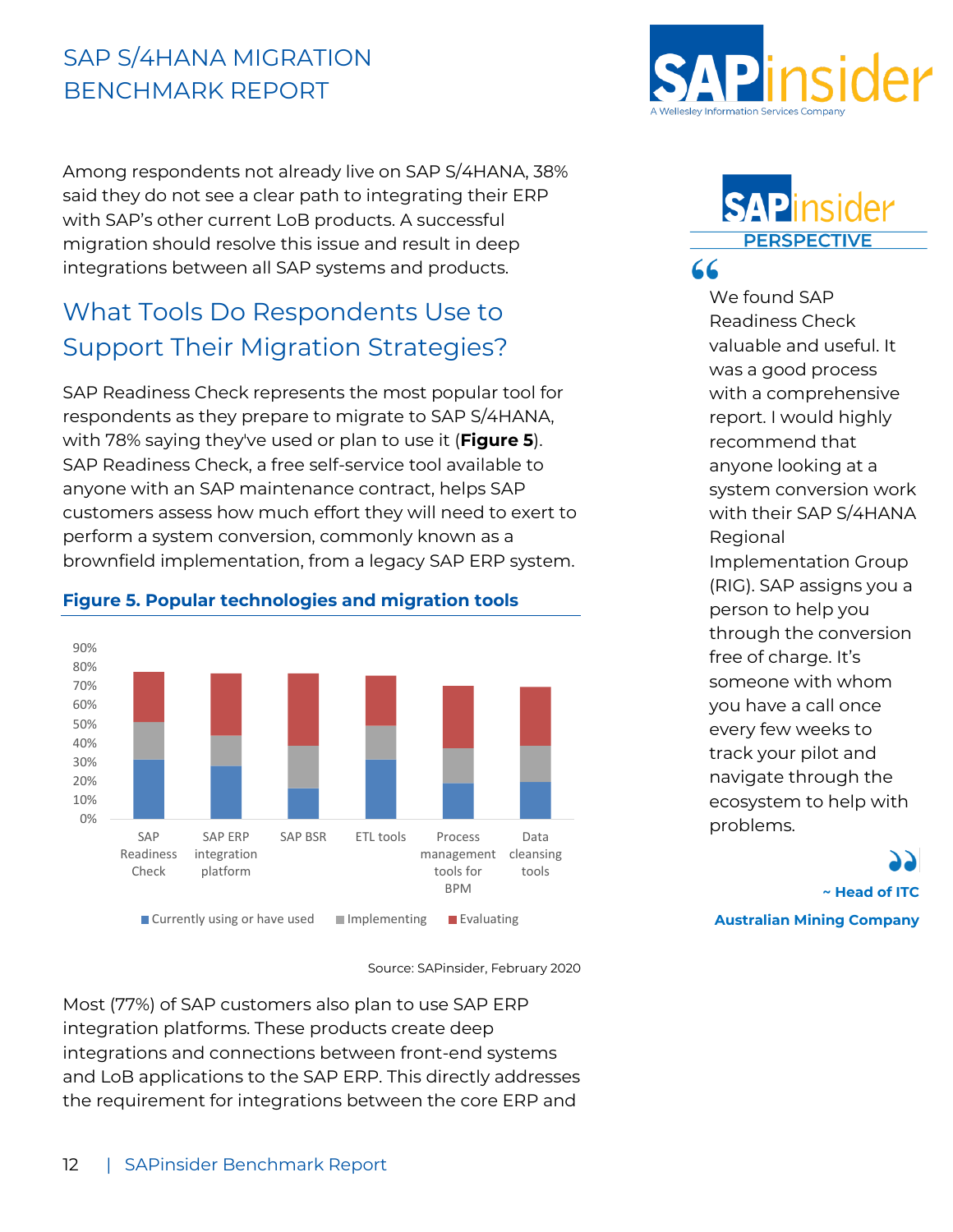Among respondents not already live on SAP S/4HANA, 38% said they do not see a clear path to integrating their ERP with SAP's other current LoB products. A successful migration should resolve this issue and result in deep integrations between all SAP systems and products.

## What Tools Do Respondents Use to Support Their Migration Strategies?

SAP Readiness Check represents the most popular tool for respondents as they prepare to migrate to SAP S/4HANA, with 78% saying they've used or plan to use it (**Figure 5**). SAP Readiness Check, a free self-service tool available to anyone with an SAP maintenance contract, helps SAP customers assess how much effort they will need to exert to perform a system conversion, commonly known as a brownfield implementation, from a legacy SAP ERP system.

**Figure 5. Popular technologies and migration tools**

| | Currently using or have used | Implementing | Evaluating |
|---|---|---|---|
| SAP Readiness Check | ~31% | ~20% | ~27% |
| SAP ERP integration platform | ~28% | ~16% | ~33% |
| SAP BSR | ~16% | ~23% | ~38% |
| ETL tools | ~31% | ~18% | ~27% |
| Process management tools for BPM | ~18% | ~19% | ~33% |
| Data cleansing tools | ~19% | ~19% | ~32% |

Source: SAPinsider, February 2020

Most (77%) of SAP customers also plan to use SAP ERP integration platforms. These products create deep integrations and connections between front-end systems and LoB applications to the SAP ERP. This directly addresses the requirement for integrations between the core ERP and

**SAPinsider PERSPECTIVE**

> We found SAP Readiness Check valuable and useful. It was a good process with a comprehensive report. I would highly recommend that anyone looking at a system conversion work with their SAP S/4HANA Regional Implementation Group (RIG). SAP assigns you a person to help you through the conversion free of charge. It's someone with whom you have a call once every few weeks to track your pilot and navigate through the ecosystem to help with problems.
>
> **~ Head of ITC**
> **Australian Mining Company**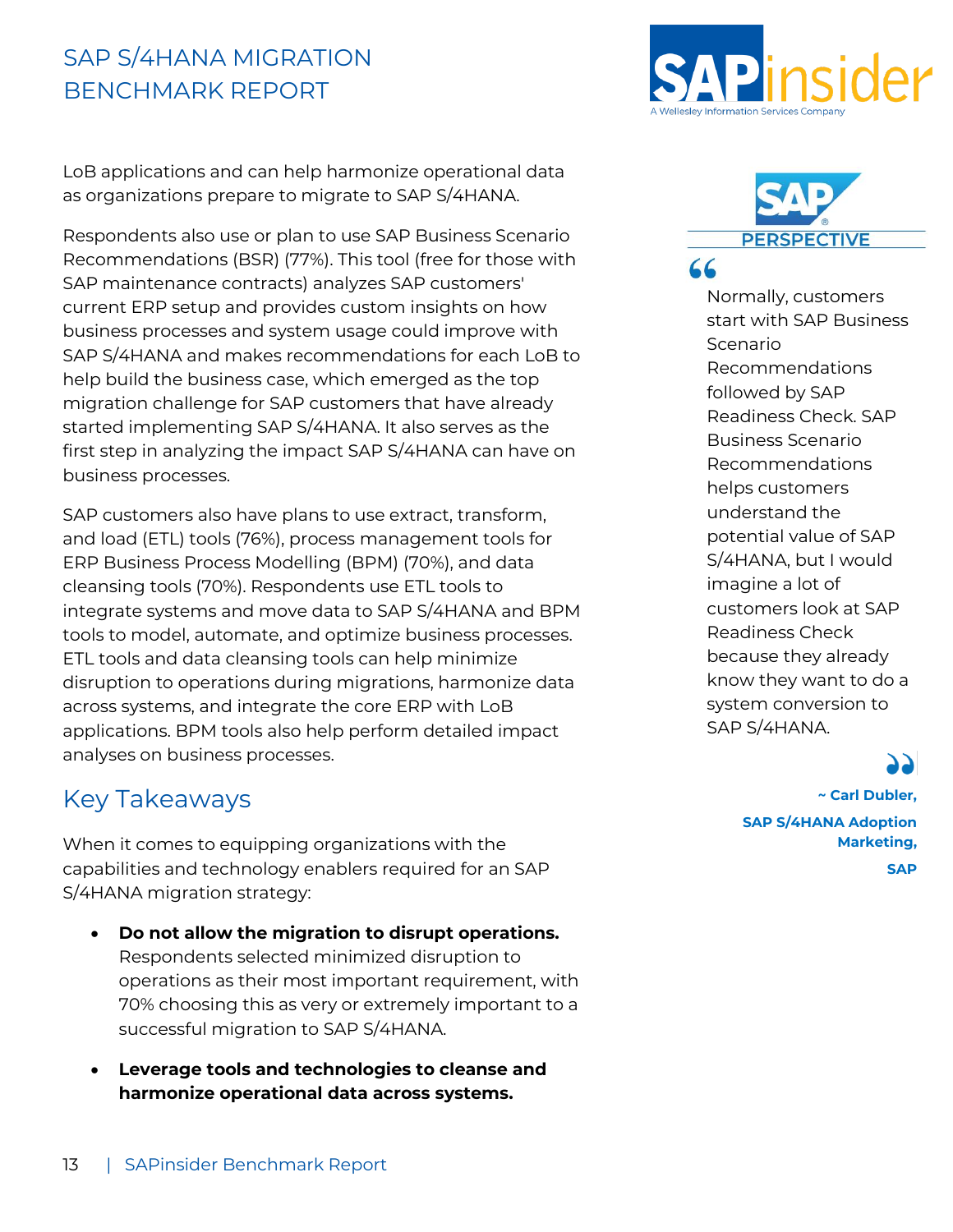LoB applications and can help harmonize operational data as organizations prepare to migrate to SAP S/4HANA.

Respondents also use or plan to use SAP Business Scenario Recommendations (BSR) (77%). This tool (free for those with SAP maintenance contracts) analyzes SAP customers' current ERP setup and provides custom insights on how business processes and system usage could improve with SAP S/4HANA and makes recommendations for each LoB to help build the business case, which emerged as the top migration challenge for SAP customers that have already started implementing SAP S/4HANA. It also serves as the first step in analyzing the impact SAP S/4HANA can have on business processes.

SAP customers also have plans to use extract, transform, and load (ETL) tools (76%), process management tools for ERP Business Process Modelling (BPM) (70%), and data cleansing tools (70%). Respondents use ETL tools to integrate systems and move data to SAP S/4HANA and BPM tools to model, automate, and optimize business processes. ETL tools and data cleansing tools can help minimize disruption to operations during migrations, harmonize data across systems, and integrate the core ERP with LoB applications. BPM tools also help perform detailed impact analyses on business processes.

## Key Takeaways

When it comes to equipping organizations with the capabilities and technology enablers required for an SAP S/4HANA migration strategy:

- **Do not allow the migration to disrupt operations.** Respondents selected minimized disruption to operations as their most important requirement, with 70% choosing this as very or extremely important to a successful migration to SAP S/4HANA.
- **Leverage tools and technologies to cleanse and harmonize operational data across systems.**

**SAP PERSPECTIVE**

> Normally, customers start with SAP Business Scenario Recommendations followed by SAP Readiness Check. SAP Business Scenario Recommendations helps customers understand the potential value of SAP S/4HANA, but I would imagine a lot of customers look at SAP Readiness Check because they already know they want to do a system conversion to SAP S/4HANA.

**~ Carl Dubler, SAP S/4HANA Adoption Marketing, SAP**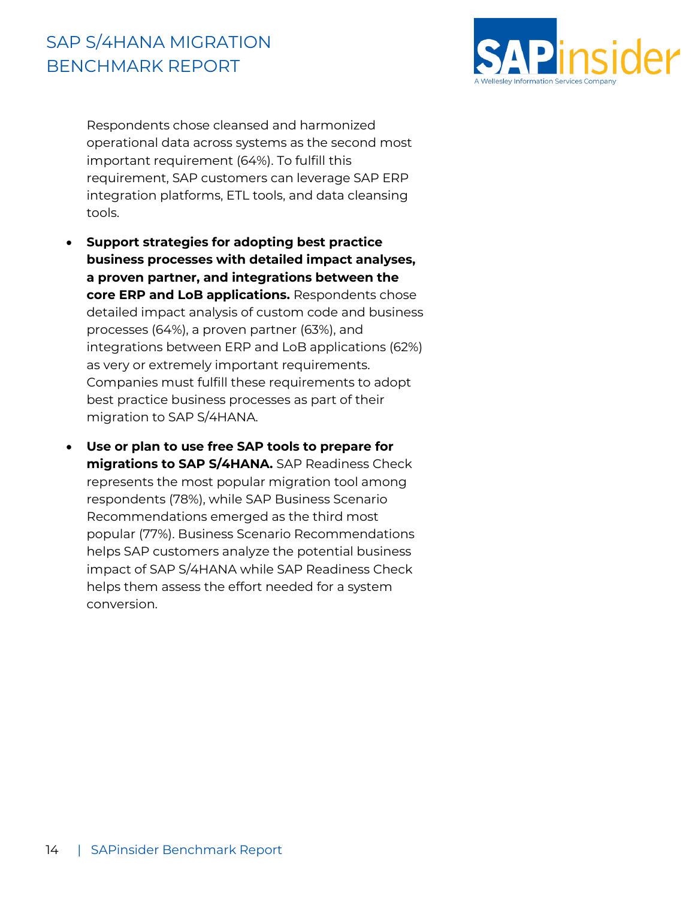Respondents chose cleansed and harmonized operational data across systems as the second most important requirement (64%). To fulfill this requirement, SAP customers can leverage SAP ERP integration platforms, ETL tools, and data cleansing tools.

- **Support strategies for adopting best practice business processes with detailed impact analyses, a proven partner, and integrations between the core ERP and LoB applications.** Respondents chose detailed impact analysis of custom code and business processes (64%), a proven partner (63%), and integrations between ERP and LoB applications (62%) as very or extremely important requirements. Companies must fulfill these requirements to adopt best practice business processes as part of their migration to SAP S/4HANA.
- **Use or plan to use free SAP tools to prepare for migrations to SAP S/4HANA.** SAP Readiness Check represents the most popular migration tool among respondents (78%), while SAP Business Scenario Recommendations emerged as the third most popular (77%). Business Scenario Recommendations helps SAP customers analyze the potential business impact of SAP S/4HANA while SAP Readiness Check helps them assess the effort needed for a system conversion.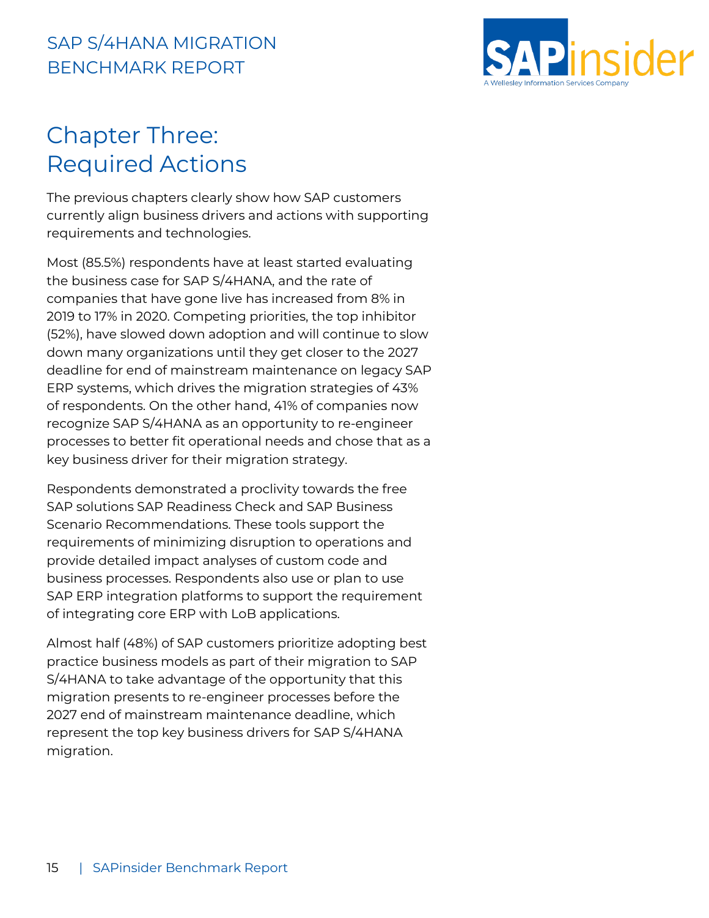# Chapter Three: Required Actions

The previous chapters clearly show how SAP customers currently align business drivers and actions with supporting requirements and technologies.

Most (85.5%) respondents have at least started evaluating the business case for SAP S/4HANA, and the rate of companies that have gone live has increased from 8% in 2019 to 17% in 2020. Competing priorities, the top inhibitor (52%), have slowed down adoption and will continue to slow down many organizations until they get closer to the 2027 deadline for end of mainstream maintenance on legacy SAP ERP systems, which drives the migration strategies of 43% of respondents. On the other hand, 41% of companies now recognize SAP S/4HANA as an opportunity to re-engineer processes to better fit operational needs and chose that as a key business driver for their migration strategy.

Respondents demonstrated a proclivity towards the free SAP solutions SAP Readiness Check and SAP Business Scenario Recommendations. These tools support the requirements of minimizing disruption to operations and provide detailed impact analyses of custom code and business processes. Respondents also use or plan to use SAP ERP integration platforms to support the requirement of integrating core ERP with LoB applications.

Almost half (48%) of SAP customers prioritize adopting best practice business models as part of their migration to SAP S/4HANA to take advantage of the opportunity that this migration presents to re-engineer processes before the 2027 end of mainstream maintenance deadline, which represent the top key business drivers for SAP S/4HANA migration.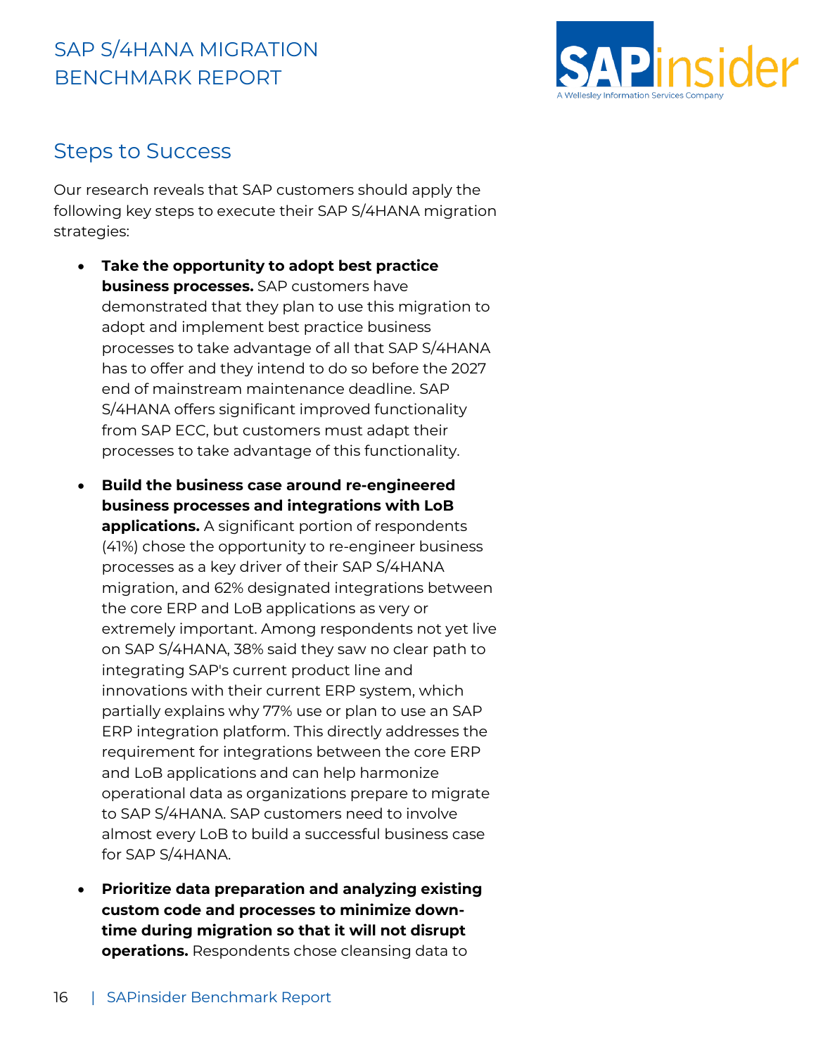## Steps to Success

Our research reveals that SAP customers should apply the following key steps to execute their SAP S/4HANA migration strategies:

- **Take the opportunity to adopt best practice business processes.** SAP customers have demonstrated that they plan to use this migration to adopt and implement best practice business processes to take advantage of all that SAP S/4HANA has to offer and they intend to do so before the 2027 end of mainstream maintenance deadline. SAP S/4HANA offers significant improved functionality from SAP ECC, but customers must adapt their processes to take advantage of this functionality.

- **Build the business case around re-engineered business processes and integrations with LoB applications.** A significant portion of respondents (41%) chose the opportunity to re-engineer business processes as a key driver of their SAP S/4HANA migration, and 62% designated integrations between the core ERP and LoB applications as very or extremely important. Among respondents not yet live on SAP S/4HANA, 38% said they saw no clear path to integrating SAP's current product line and innovations with their current ERP system, which partially explains why 77% use or plan to use an SAP ERP integration platform. This directly addresses the requirement for integrations between the core ERP and LoB applications and can help harmonize operational data as organizations prepare to migrate to SAP S/4HANA. SAP customers need to involve almost every LoB to build a successful business case for SAP S/4HANA.

- **Prioritize data preparation and analyzing existing custom code and processes to minimize down-time during migration so that it will not disrupt operations.** Respondents chose cleansing data to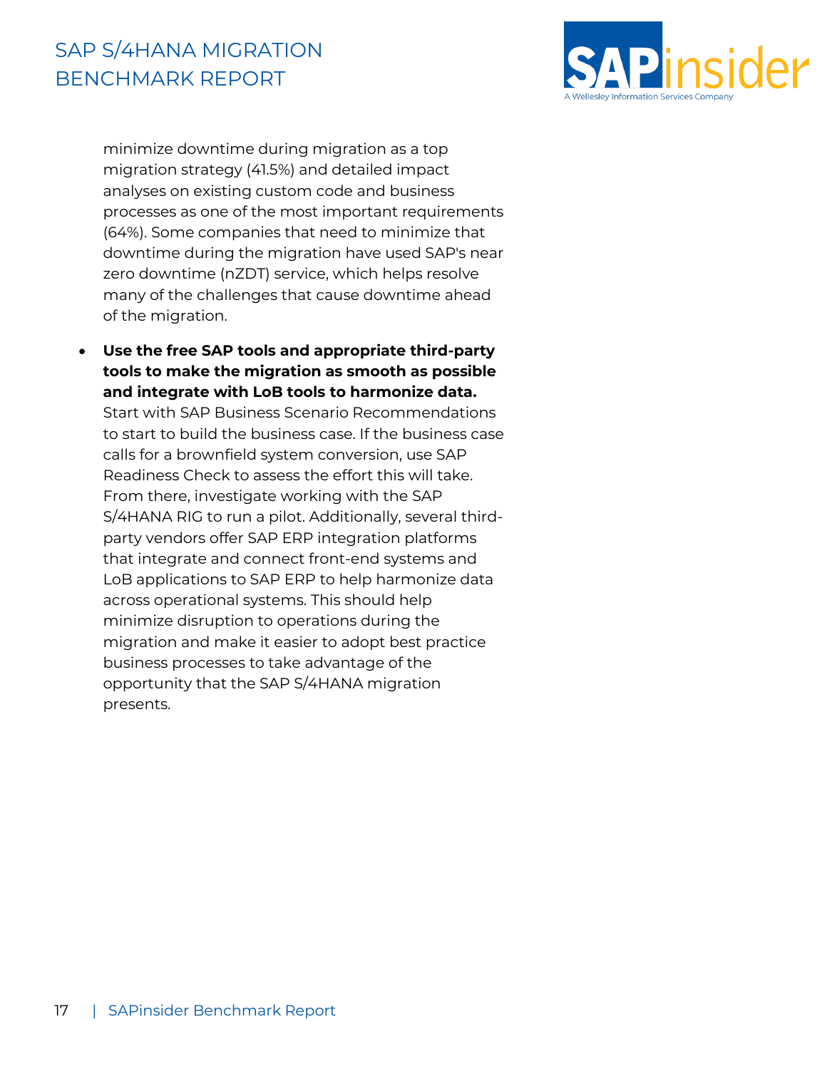minimize downtime during migration as a top migration strategy (41.5%) and detailed impact analyses on existing custom code and business processes as one of the most important requirements (64%). Some companies that need to minimize that downtime during the migration have used SAP's near zero downtime (nZDT) service, which helps resolve many of the challenges that cause downtime ahead of the migration.

- **Use the free SAP tools and appropriate third-party tools to make the migration as smooth as possible and integrate with LoB tools to harmonize data.** Start with SAP Business Scenario Recommendations to start to build the business case. If the business case calls for a brownfield system conversion, use SAP Readiness Check to assess the effort this will take. From there, investigate working with the SAP S/4HANA RIG to run a pilot. Additionally, several third-party vendors offer SAP ERP integration platforms that integrate and connect front-end systems and LoB applications to SAP ERP to help harmonize data across operational systems. This should help minimize disruption to operations during the migration and make it easier to adopt best practice business processes to take advantage of the opportunity that the SAP S/4HANA migration presents.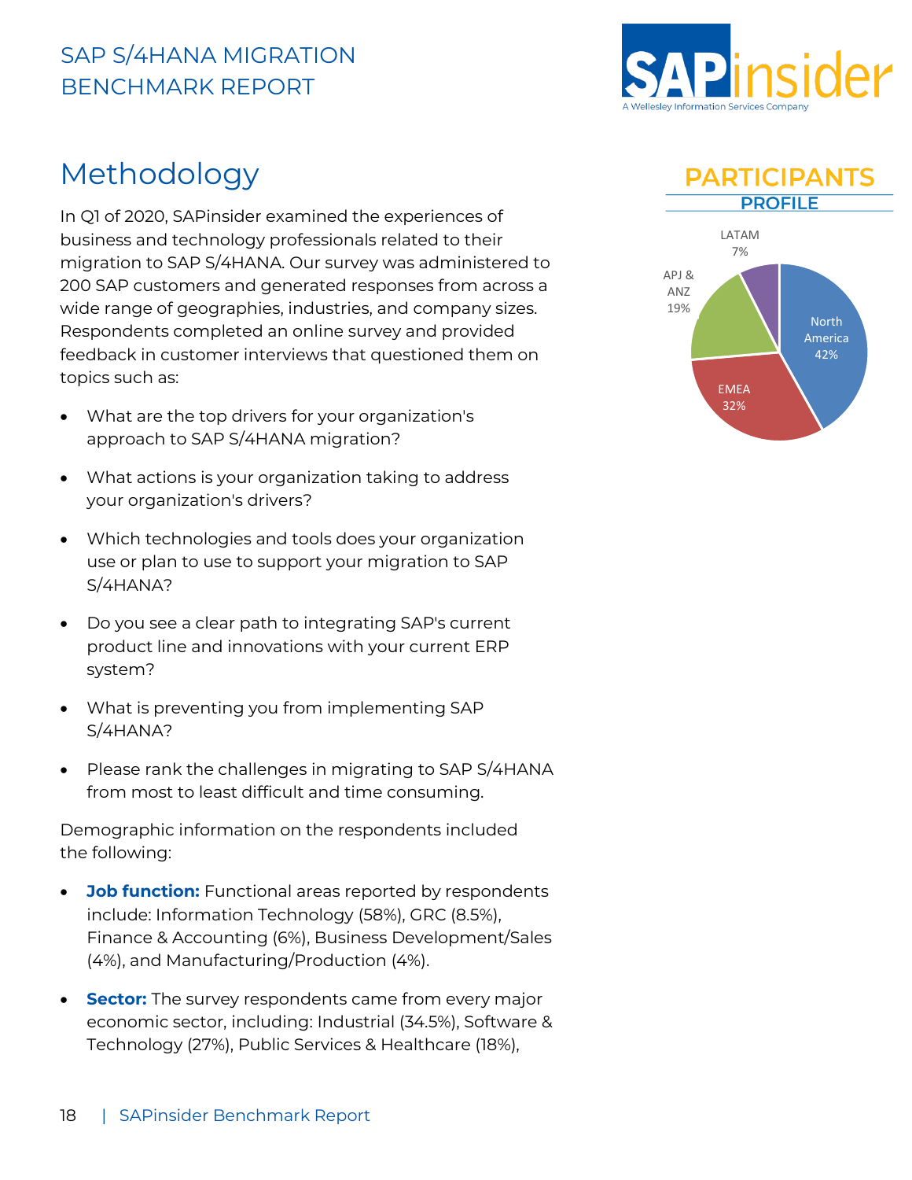# Methodology

In Q1 of 2020, SAPinsider examined the experiences of business and technology professionals related to their migration to SAP S/4HANA. Our survey was administered to 200 SAP customers and generated responses from across a wide range of geographies, industries, and company sizes. Respondents completed an online survey and provided feedback in customer interviews that questioned them on topics such as:

- What are the top drivers for your organization's approach to SAP S/4HANA migration?
- What actions is your organization taking to address your organization's drivers?
- Which technologies and tools does your organization use or plan to use to support your migration to SAP S/4HANA?
- Do you see a clear path to integrating SAP's current product line and innovations with your current ERP system?
- What is preventing you from implementing SAP S/4HANA?
- Please rank the challenges in migrating to SAP S/4HANA from most to least difficult and time consuming.

Demographic information on the respondents included the following:

- **Job function:** Functional areas reported by respondents include: Information Technology (58%), GRC (8.5%), Finance & Accounting (6%), Business Development/Sales (4%), and Manufacturing/Production (4%).
- **Sector:** The survey respondents came from every major economic sector, including: Industrial (34.5%), Software & Technology (27%), Public Services & Healthcare (18%),

## PARTICIPANTS PROFILE

| Region | Share |
|---|---|
| North America | 42% |
| EMEA | 32% |
| APJ & ANZ | 19% |
| LATAM | 7% |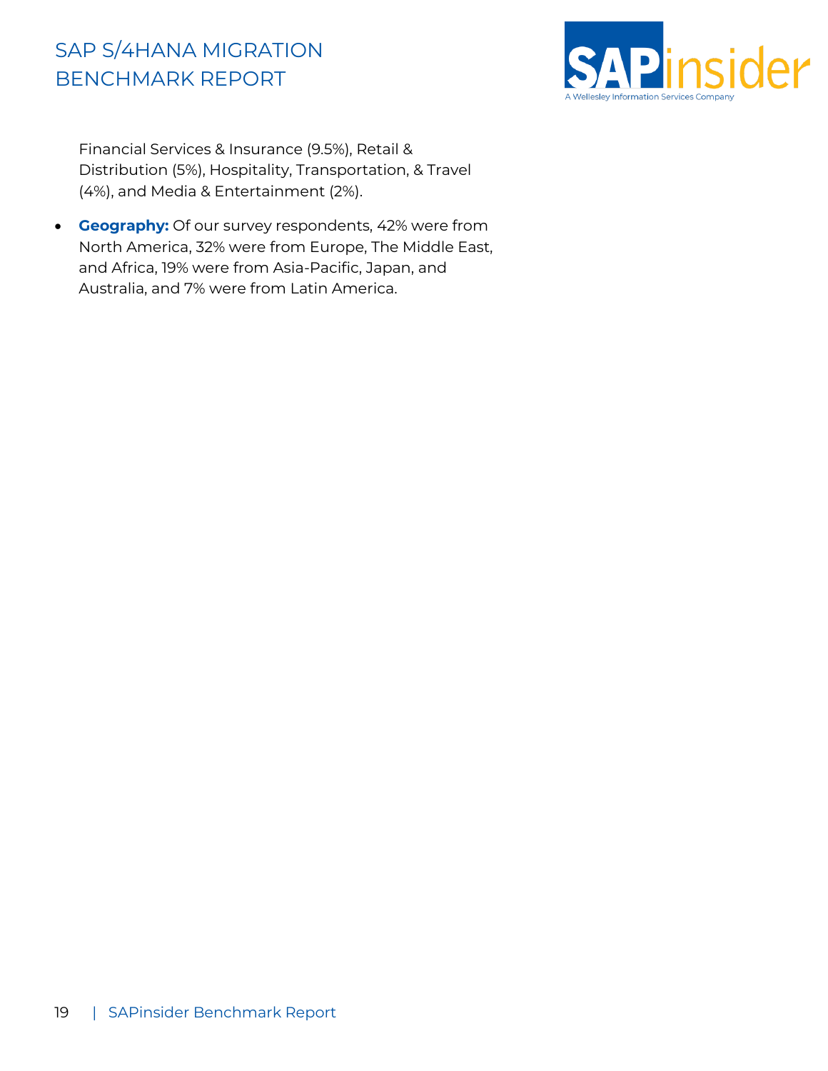Financial Services & Insurance (9.5%), Retail & Distribution (5%), Hospitality, Transportation, & Travel (4%), and Media & Entertainment (2%).

- **Geography:** Of our survey respondents, 42% were from North America, 32% were from Europe, The Middle East, and Africa, 19% were from Asia-Pacific, Japan, and Australia, and 7% were from Latin America.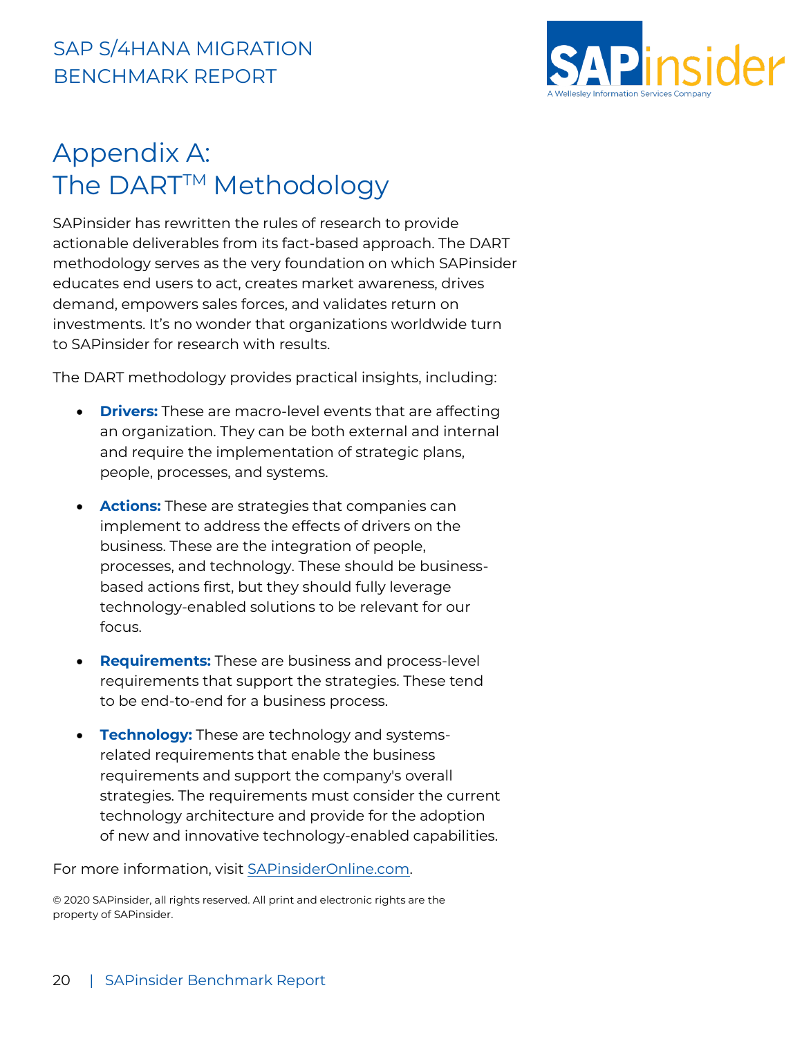# Appendix A: The DART™ Methodology

SAPinsider has rewritten the rules of research to provide actionable deliverables from its fact-based approach. The DART methodology serves as the very foundation on which SAPinsider educates end users to act, creates market awareness, drives demand, empowers sales forces, and validates return on investments. It's no wonder that organizations worldwide turn to SAPinsider for research with results.

The DART methodology provides practical insights, including:

- **Drivers:** These are macro-level events that are affecting an organization. They can be both external and internal and require the implementation of strategic plans, people, processes, and systems.
- **Actions:** These are strategies that companies can implement to address the effects of drivers on the business. These are the integration of people, processes, and technology. These should be business-based actions first, but they should fully leverage technology-enabled solutions to be relevant for our focus.
- **Requirements:** These are business and process-level requirements that support the strategies. These tend to be end-to-end for a business process.
- **Technology:** These are technology and systems-related requirements that enable the business requirements and support the company's overall strategies. The requirements must consider the current technology architecture and provide for the adoption of new and innovative technology-enabled capabilities.

For more information, visit SAPinsiderOnline.com.

© 2020 SAPinsider, all rights reserved. All print and electronic rights are the property of SAPinsider.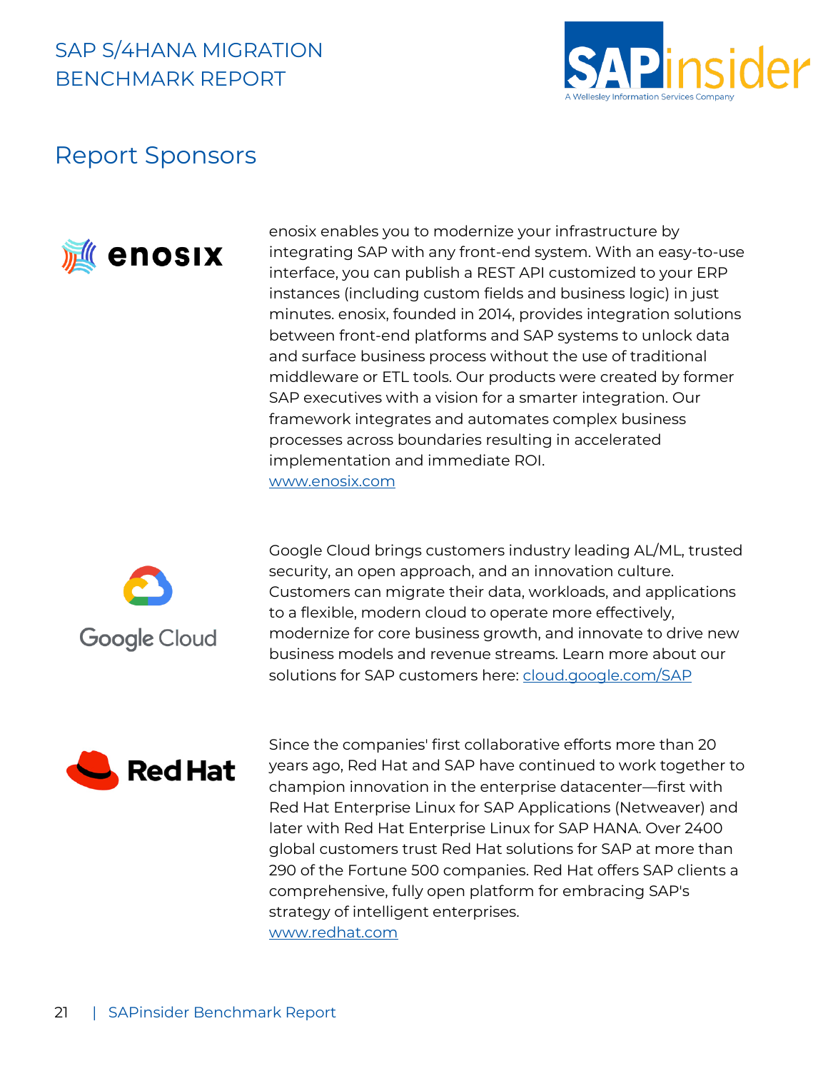# Report Sponsors

enosix enables you to modernize your infrastructure by integrating SAP with any front-end system. With an easy-to-use interface, you can publish a REST API customized to your ERP instances (including custom fields and business logic) in just minutes. enosix, founded in 2014, provides integration solutions between front-end platforms and SAP systems to unlock data and surface business process without the use of traditional middleware or ETL tools. Our products were created by former SAP executives with a vision for a smarter integration. Our framework integrates and automates complex business processes across boundaries resulting in accelerated implementation and immediate ROI.
[www.enosix.com](http://www.enosix.com)

Google Cloud brings customers industry leading AL/ML, trusted security, an open approach, and an innovation culture. Customers can migrate their data, workloads, and applications to a flexible, modern cloud to operate more effectively, modernize for core business growth, and innovate to drive new business models and revenue streams. Learn more about our solutions for SAP customers here: [cloud.google.com/SAP](http://cloud.google.com/SAP)

Since the companies' first collaborative efforts more than 20 years ago, Red Hat and SAP have continued to work together to champion innovation in the enterprise datacenter—first with Red Hat Enterprise Linux for SAP Applications (Netweaver) and later with Red Hat Enterprise Linux for SAP HANA. Over 2400 global customers trust Red Hat solutions for SAP at more than 290 of the Fortune 500 companies. Red Hat offers SAP clients a comprehensive, fully open platform for embracing SAP's strategy of intelligent enterprises.
[www.redhat.com](http://www.redhat.com)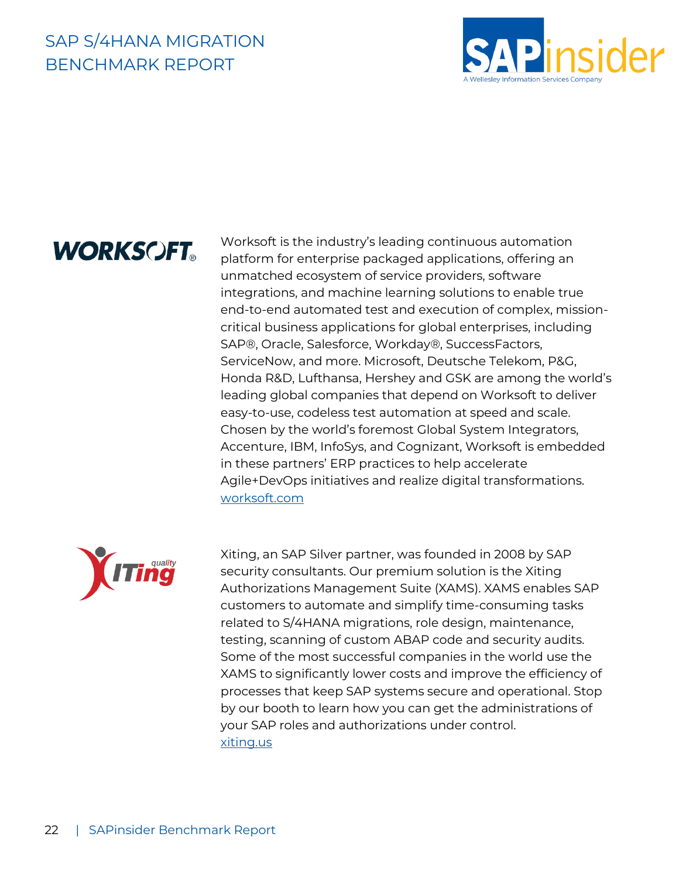Worksoft is the industry's leading continuous automation platform for enterprise packaged applications, offering an unmatched ecosystem of service providers, software integrations, and machine learning solutions to enable true end-to-end automated test and execution of complex, mission-critical business applications for global enterprises, including SAP®, Oracle, Salesforce, Workday®, SuccessFactors, ServiceNow, and more. Microsoft, Deutsche Telekom, P&G, Honda R&D, Lufthansa, Hershey and GSK are among the world's leading global companies that depend on Worksoft to deliver easy-to-use, codeless test automation at speed and scale. Chosen by the world's foremost Global System Integrators, Accenture, IBM, InfoSys, and Cognizant, Worksoft is embedded in these partners' ERP practices to help accelerate Agile+DevOps initiatives and realize digital transformations. [worksoft.com](worksoft.com)

Xiting, an SAP Silver partner, was founded in 2008 by SAP security consultants. Our premium solution is the Xiting Authorizations Management Suite (XAMS). XAMS enables SAP customers to automate and simplify time-consuming tasks related to S/4HANA migrations, role design, maintenance, testing, scanning of custom ABAP code and security audits. Some of the most successful companies in the world use the XAMS to significantly lower costs and improve the efficiency of processes that keep SAP systems secure and operational. Stop by our booth to learn how you can get the administrations of your SAP roles and authorizations under control. [xiting.us](xiting.us)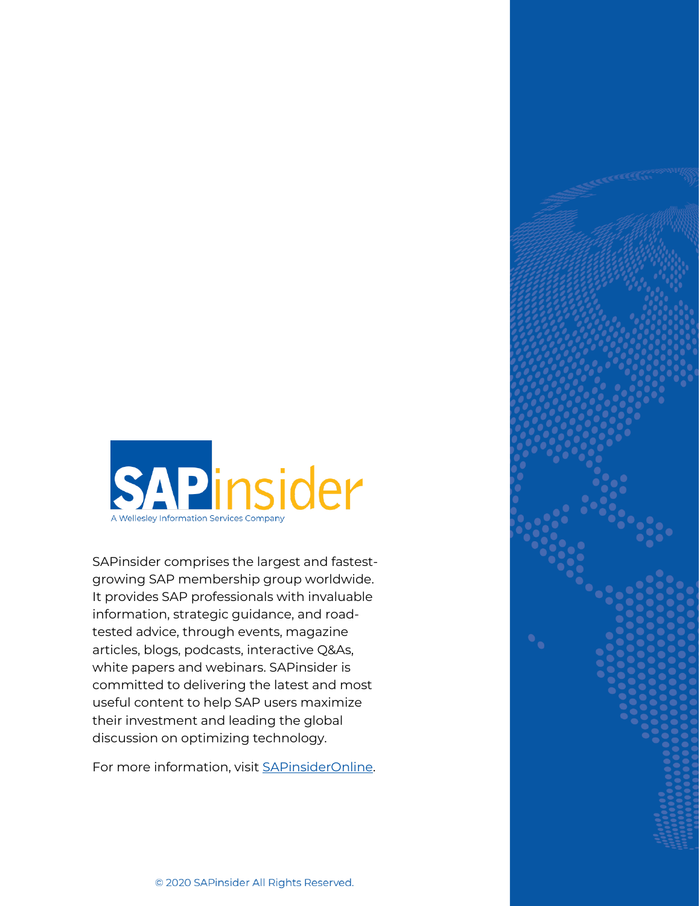SAPinsider

A Wellesley Information Services Company

SAPinsider comprises the largest and fastest-growing SAP membership group worldwide. It provides SAP professionals with invaluable information, strategic guidance, and road-tested advice, through events, magazine articles, blogs, podcasts, interactive Q&As, white papers and webinars. SAPinsider is committed to delivering the latest and most useful content to help SAP users maximize their investment and leading the global discussion on optimizing technology.

For more information, visit SAPinsiderOnline.

© 2020 SAPinsider All Rights Reserved.